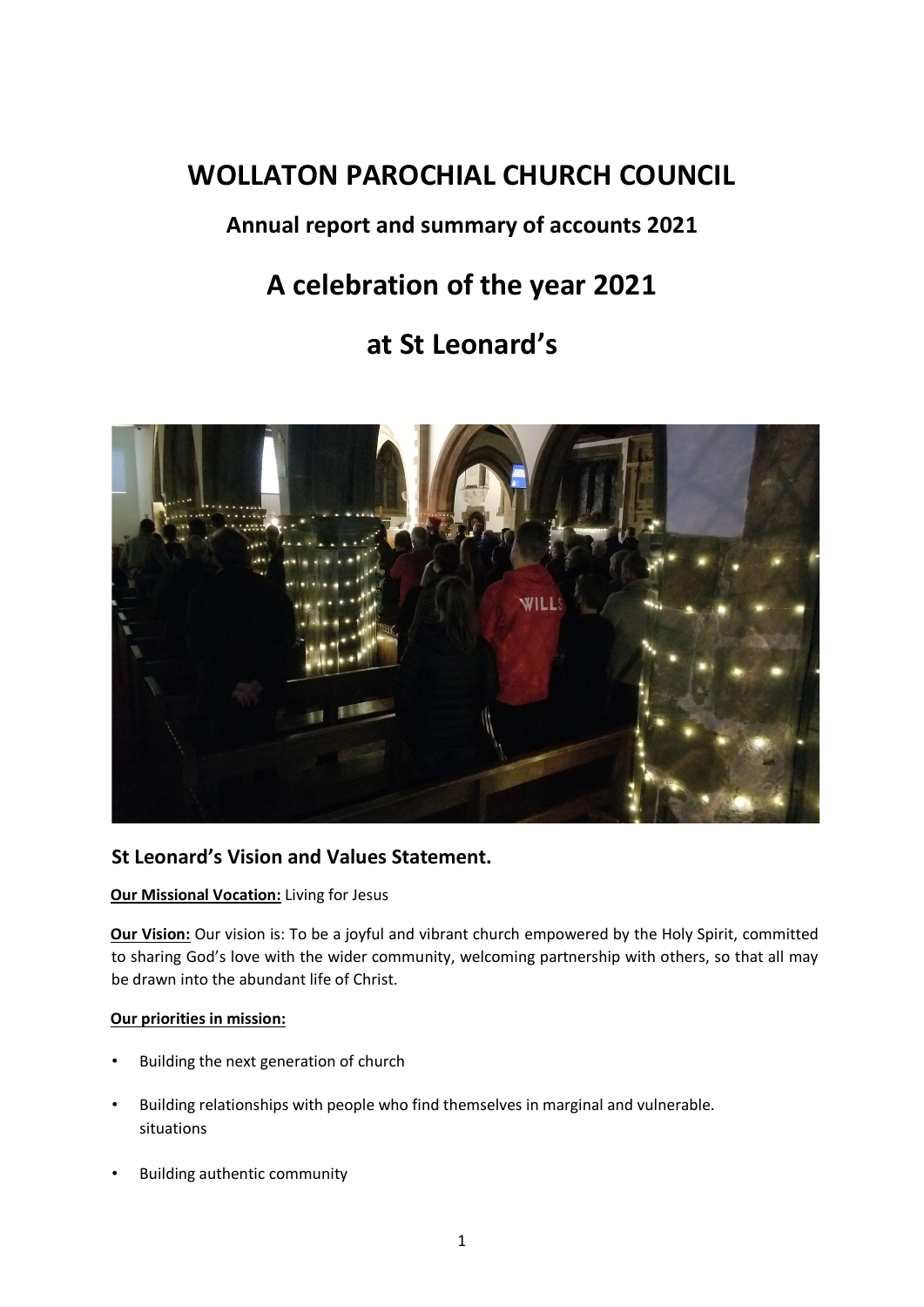# WOLLATON PAROCHIAL CHURCH COUNCIL

## Annual report and summary of accounts 2021

# A celebration of the year 2021

# at St Leonard's

### St Leonard's Vision and Values Statement.

**Our Missional Vocation:** Living for Jesus

**Our Vision:** Our vision is: To be a joyful and vibrant church empowered by the Holy Spirit, committed to sharing God's love with the wider community, welcoming partnership with others, so that all may be drawn into the abundant life of Christ.

**Our priorities in mission:**

- Building the next generation of church
- Building relationships with people who find themselves in marginal and vulnerable. situations
- Building authentic community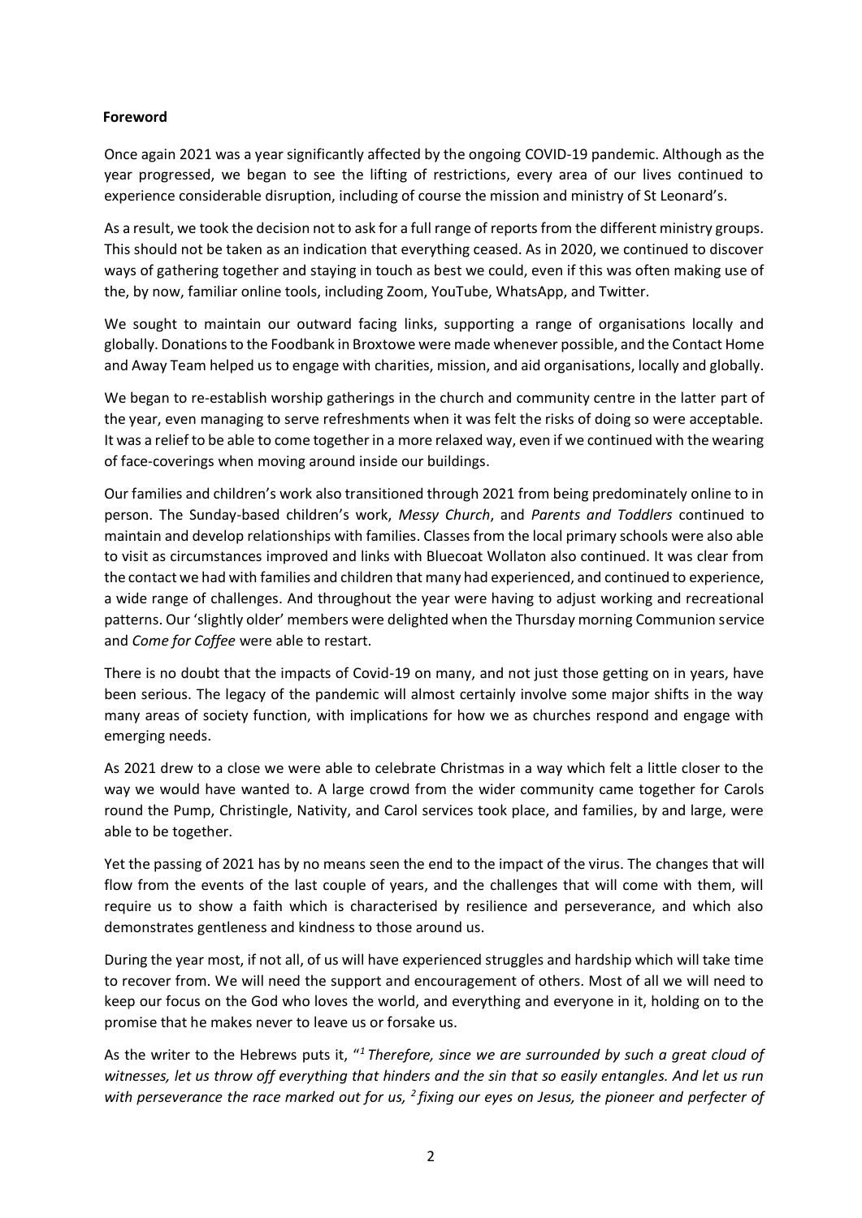## Foreword

Once again 2021 was a year significantly affected by the ongoing COVID-19 pandemic. Although as the year progressed, we began to see the lifting of restrictions, every area of our lives continued to experience considerable disruption, including of course the mission and ministry of St Leonard's.

As a result, we took the decision not to ask for a full range of reports from the different ministry groups. This should not be taken as an indication that everything ceased. As in 2020, we continued to discover ways of gathering together and staying in touch as best we could, even if this was often making use of the, by now, familiar online tools, including Zoom, YouTube, WhatsApp, and Twitter.

We sought to maintain our outward facing links, supporting a range of organisations locally and globally. Donations to the Foodbank in Broxtowe were made whenever possible, and the Contact Home and Away Team helped us to engage with charities, mission, and aid organisations, locally and globally.

We began to re-establish worship gatherings in the church and community centre in the latter part of the year, even managing to serve refreshments when it was felt the risks of doing so were acceptable. It was a relief to be able to come together in a more relaxed way, even if we continued with the wearing of face-coverings when moving around inside our buildings.

Our families and children's work also transitioned through 2021 from being predominately online to in person. The Sunday-based children's work, *Messy Church*, and *Parents and Toddlers* continued to maintain and develop relationships with families. Classes from the local primary schools were also able to visit as circumstances improved and links with Bluecoat Wollaton also continued. It was clear from the contact we had with families and children that many had experienced, and continued to experience, a wide range of challenges. And throughout the year were having to adjust working and recreational patterns. Our 'slightly older' members were delighted when the Thursday morning Communion service and *Come for Coffee* were able to restart.

There is no doubt that the impacts of Covid-19 on many, and not just those getting on in years, have been serious. The legacy of the pandemic will almost certainly involve some major shifts in the way many areas of society function, with implications for how we as churches respond and engage with emerging needs.

As 2021 drew to a close we were able to celebrate Christmas in a way which felt a little closer to the way we would have wanted to. A large crowd from the wider community came together for Carols round the Pump, Christingle, Nativity, and Carol services took place, and families, by and large, were able to be together.

Yet the passing of 2021 has by no means seen the end to the impact of the virus. The changes that will flow from the events of the last couple of years, and the challenges that will come with them, will require us to show a faith which is characterised by resilience and perseverance, and which also demonstrates gentleness and kindness to those around us.

During the year most, if not all, of us will have experienced struggles and hardship which will take time to recover from. We will need the support and encouragement of others. Most of all we will need to keep our focus on the God who loves the world, and everything and everyone in it, holding on to the promise that he makes never to leave us or forsake us.

As the writer to the Hebrews puts it, "[1] *Therefore, since we are surrounded by such a great cloud of witnesses, let us throw off everything that hinders and the sin that so easily entangles. And let us run with perseverance the race marked out for us,* [2] *fixing our eyes on Jesus, the pioneer and perfecter of*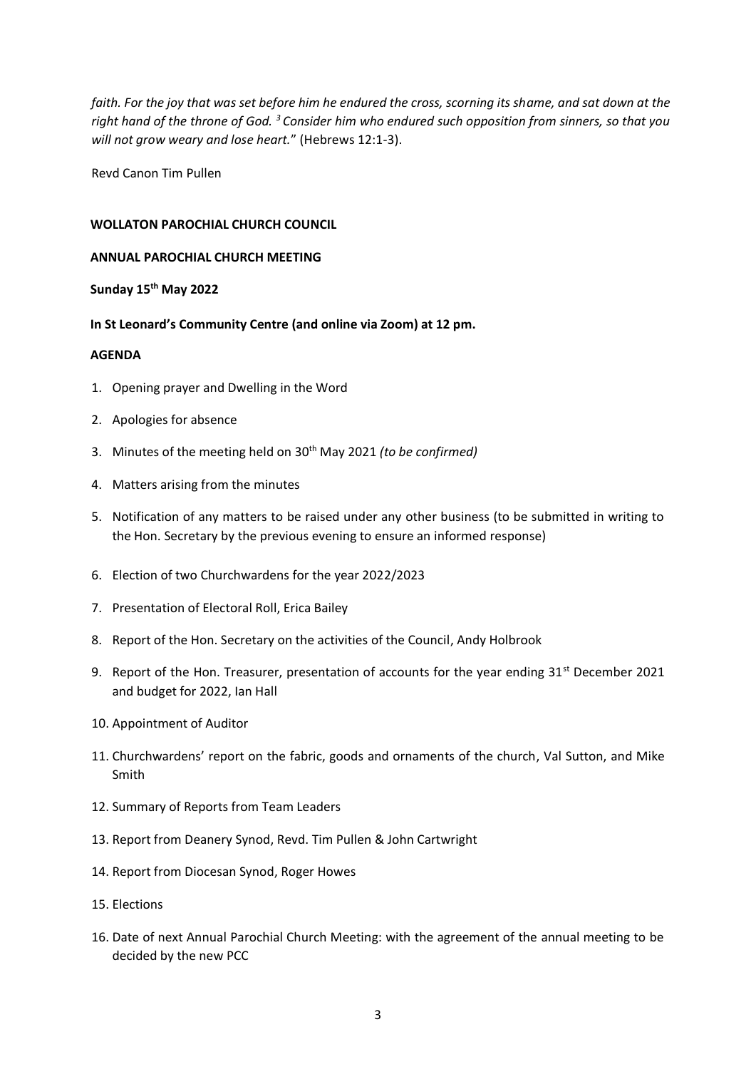*faith. For the joy that was set before him he endured the cross, scorning its shame, and sat down at the right hand of the throne of God.* [3] *Consider him who endured such opposition from sinners, so that you will not grow weary and lose heart.*" (Hebrews 12:1-3).

Revd Canon Tim Pullen

**WOLLATON PAROCHIAL CHURCH COUNCIL**

**ANNUAL PAROCHIAL CHURCH MEETING**

**Sunday 15th May 2022**

**In St Leonard's Community Centre (and online via Zoom) at 12 pm.**

**AGENDA**

1. Opening prayer and Dwelling in the Word
2. Apologies for absence
3. Minutes of the meeting held on 30th May 2021 *(to be confirmed)*
4. Matters arising from the minutes
5. Notification of any matters to be raised under any other business (to be submitted in writing to the Hon. Secretary by the previous evening to ensure an informed response)
6. Election of two Churchwardens for the year 2022/2023
7. Presentation of Electoral Roll, Erica Bailey
8. Report of the Hon. Secretary on the activities of the Council, Andy Holbrook
9. Report of the Hon. Treasurer, presentation of accounts for the year ending 31st December 2021 and budget for 2022, Ian Hall
10. Appointment of Auditor
11. Churchwardens' report on the fabric, goods and ornaments of the church, Val Sutton, and Mike Smith
12. Summary of Reports from Team Leaders
13. Report from Deanery Synod, Revd. Tim Pullen & John Cartwright
14. Report from Diocesan Synod, Roger Howes
15. Elections
16. Date of next Annual Parochial Church Meeting: with the agreement of the annual meeting to be decided by the new PCC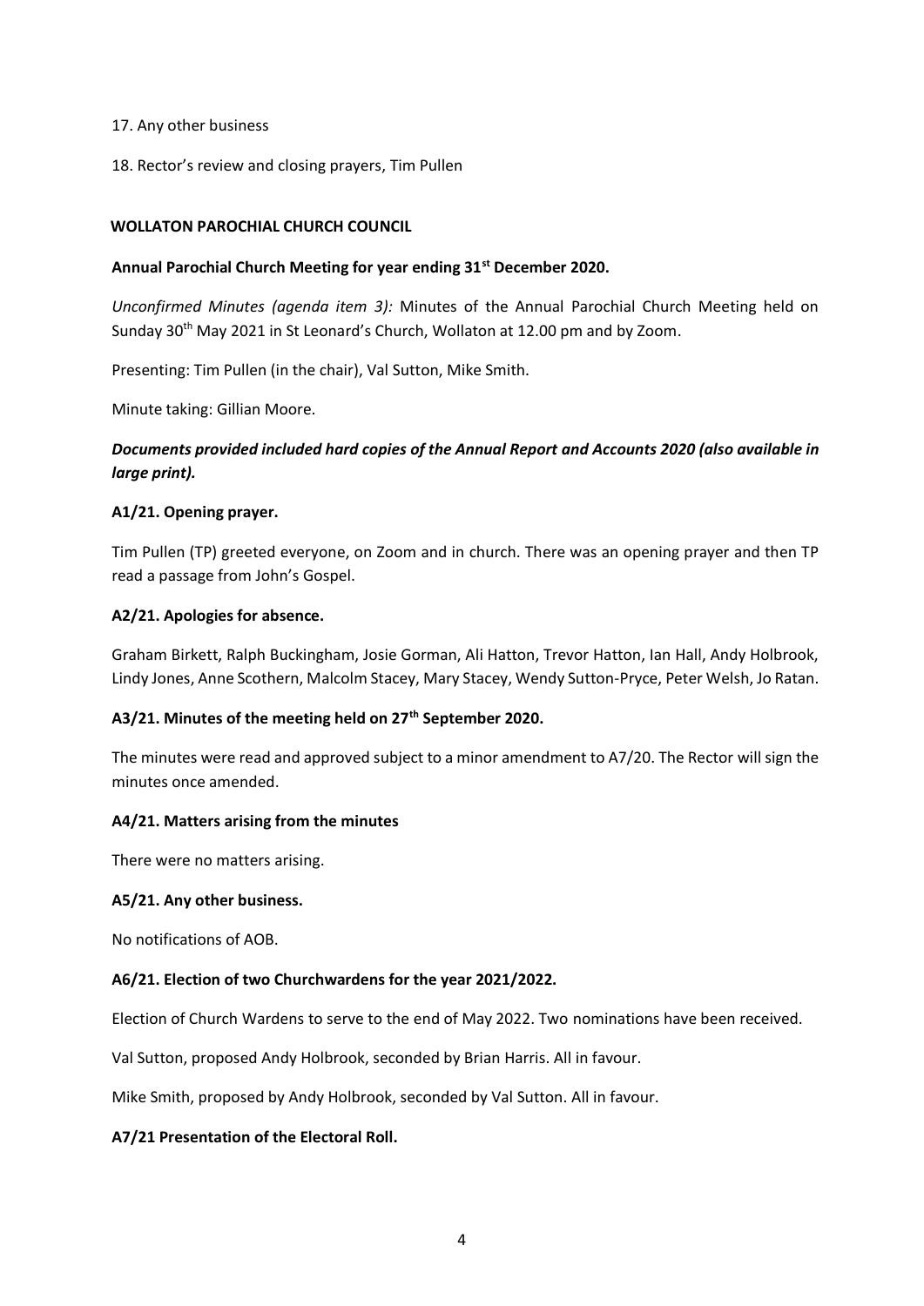17. Any other business

18. Rector's review and closing prayers, Tim Pullen

**WOLLATON PAROCHIAL CHURCH COUNCIL**

**Annual Parochial Church Meeting for year ending 31st December 2020.**

*Unconfirmed Minutes (agenda item 3):* Minutes of the Annual Parochial Church Meeting held on Sunday 30th May 2021 in St Leonard's Church, Wollaton at 12.00 pm and by Zoom.

Presenting: Tim Pullen (in the chair), Val Sutton, Mike Smith.

Minute taking: Gillian Moore.

***Documents provided included hard copies of the Annual Report and Accounts 2020 (also available in large print).***

**A1/21. Opening prayer.**

Tim Pullen (TP) greeted everyone, on Zoom and in church. There was an opening prayer and then TP read a passage from John's Gospel.

**A2/21. Apologies for absence.**

Graham Birkett, Ralph Buckingham, Josie Gorman, Ali Hatton, Trevor Hatton, Ian Hall, Andy Holbrook, Lindy Jones, Anne Scothern, Malcolm Stacey, Mary Stacey, Wendy Sutton-Pryce, Peter Welsh, Jo Ratan.

**A3/21. Minutes of the meeting held on 27th September 2020.**

The minutes were read and approved subject to a minor amendment to A7/20. The Rector will sign the minutes once amended.

**A4/21. Matters arising from the minutes**

There were no matters arising.

**A5/21. Any other business.**

No notifications of AOB.

**A6/21. Election of two Churchwardens for the year 2021/2022.**

Election of Church Wardens to serve to the end of May 2022. Two nominations have been received.

Val Sutton, proposed Andy Holbrook, seconded by Brian Harris. All in favour.

Mike Smith, proposed by Andy Holbrook, seconded by Val Sutton. All in favour.

**A7/21 Presentation of the Electoral Roll.**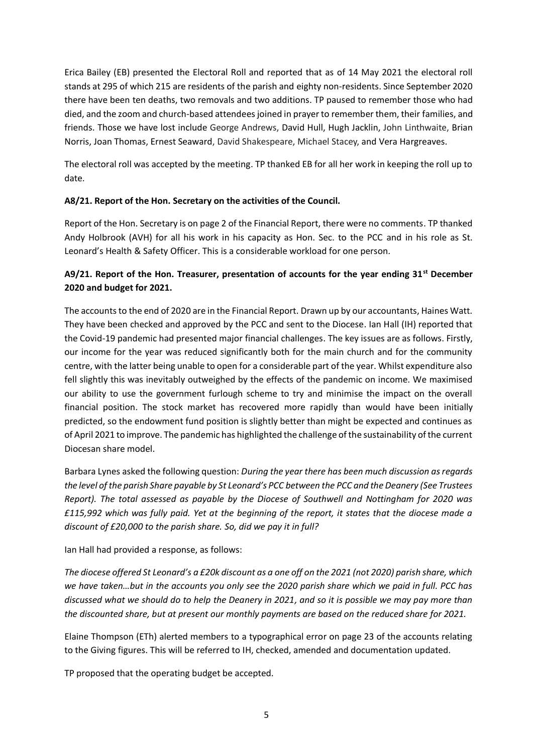Erica Bailey (EB) presented the Electoral Roll and reported that as of 14 May 2021 the electoral roll stands at 295 of which 215 are residents of the parish and eighty non-residents. Since September 2020 there have been ten deaths, two removals and two additions. TP paused to remember those who had died, and the zoom and church-based attendees joined in prayer to remember them, their families, and friends. Those we have lost include George Andrews, David Hull, Hugh Jacklin, John Linthwaite, Brian Norris, Joan Thomas, Ernest Seaward, David Shakespeare, Michael Stacey, and Vera Hargreaves.

The electoral roll was accepted by the meeting. TP thanked EB for all her work in keeping the roll up to date.

**A8/21. Report of the Hon. Secretary on the activities of the Council.**

Report of the Hon. Secretary is on page 2 of the Financial Report, there were no comments. TP thanked Andy Holbrook (AVH) for all his work in his capacity as Hon. Sec. to the PCC and in his role as St. Leonard's Health & Safety Officer. This is a considerable workload for one person.

**A9/21. Report of the Hon. Treasurer, presentation of accounts for the year ending 31st December 2020 and budget for 2021.**

The accounts to the end of 2020 are in the Financial Report. Drawn up by our accountants, Haines Watt. They have been checked and approved by the PCC and sent to the Diocese. Ian Hall (IH) reported that the Covid-19 pandemic had presented major financial challenges. The key issues are as follows. Firstly, our income for the year was reduced significantly both for the main church and for the community centre, with the latter being unable to open for a considerable part of the year. Whilst expenditure also fell slightly this was inevitably outweighed by the effects of the pandemic on income. We maximised our ability to use the government furlough scheme to try and minimise the impact on the overall financial position. The stock market has recovered more rapidly than would have been initially predicted, so the endowment fund position is slightly better than might be expected and continues as of April 2021 to improve. The pandemic has highlighted the challenge of the sustainability of the current Diocesan share model.

Barbara Lynes asked the following question: *During the year there has been much discussion as regards the level of the parish Share payable by St Leonard's PCC between the PCC and the Deanery (See Trustees Report). The total assessed as payable by the Diocese of Southwell and Nottingham for 2020 was £115,992 which was fully paid. Yet at the beginning of the report, it states that the diocese made a discount of £20,000 to the parish share. So, did we pay it in full?*

Ian Hall had provided a response, as follows:

*The diocese offered St Leonard's a £20k discount as a one off on the 2021 (not 2020) parish share, which we have taken…but in the accounts you only see the 2020 parish share which we paid in full. PCC has discussed what we should do to help the Deanery in 2021, and so it is possible we may pay more than the discounted share, but at present our monthly payments are based on the reduced share for 2021.*

Elaine Thompson (ETh) alerted members to a typographical error on page 23 of the accounts relating to the Giving figures. This will be referred to IH, checked, amended and documentation updated.

TP proposed that the operating budget be accepted.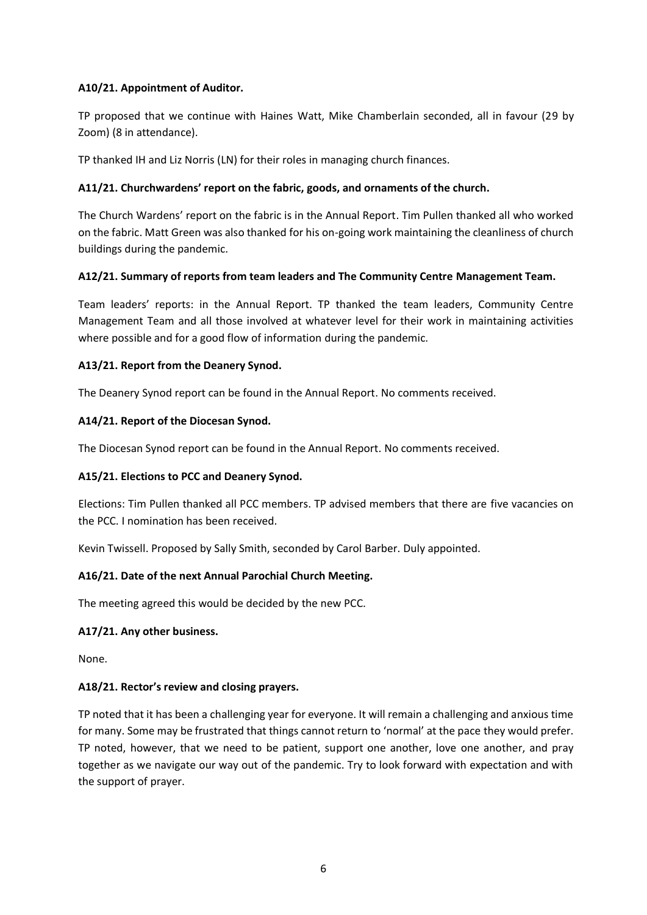**A10/21. Appointment of Auditor.**

TP proposed that we continue with Haines Watt, Mike Chamberlain seconded, all in favour (29 by Zoom) (8 in attendance).

TP thanked IH and Liz Norris (LN) for their roles in managing church finances.

**A11/21. Churchwardens' report on the fabric, goods, and ornaments of the church.**

The Church Wardens' report on the fabric is in the Annual Report. Tim Pullen thanked all who worked on the fabric. Matt Green was also thanked for his on-going work maintaining the cleanliness of church buildings during the pandemic.

**A12/21. Summary of reports from team leaders and The Community Centre Management Team.**

Team leaders' reports: in the Annual Report. TP thanked the team leaders, Community Centre Management Team and all those involved at whatever level for their work in maintaining activities where possible and for a good flow of information during the pandemic.

**A13/21. Report from the Deanery Synod.**

The Deanery Synod report can be found in the Annual Report. No comments received.

**A14/21. Report of the Diocesan Synod.**

The Diocesan Synod report can be found in the Annual Report. No comments received.

**A15/21. Elections to PCC and Deanery Synod.**

Elections: Tim Pullen thanked all PCC members. TP advised members that there are five vacancies on the PCC. I nomination has been received.

Kevin Twissell. Proposed by Sally Smith, seconded by Carol Barber. Duly appointed.

**A16/21. Date of the next Annual Parochial Church Meeting.**

The meeting agreed this would be decided by the new PCC.

**A17/21. Any other business.**

None.

**A18/21. Rector's review and closing prayers.**

TP noted that it has been a challenging year for everyone. It will remain a challenging and anxious time for many. Some may be frustrated that things cannot return to 'normal' at the pace they would prefer. TP noted, however, that we need to be patient, support one another, love one another, and pray together as we navigate our way out of the pandemic. Try to look forward with expectation and with the support of prayer.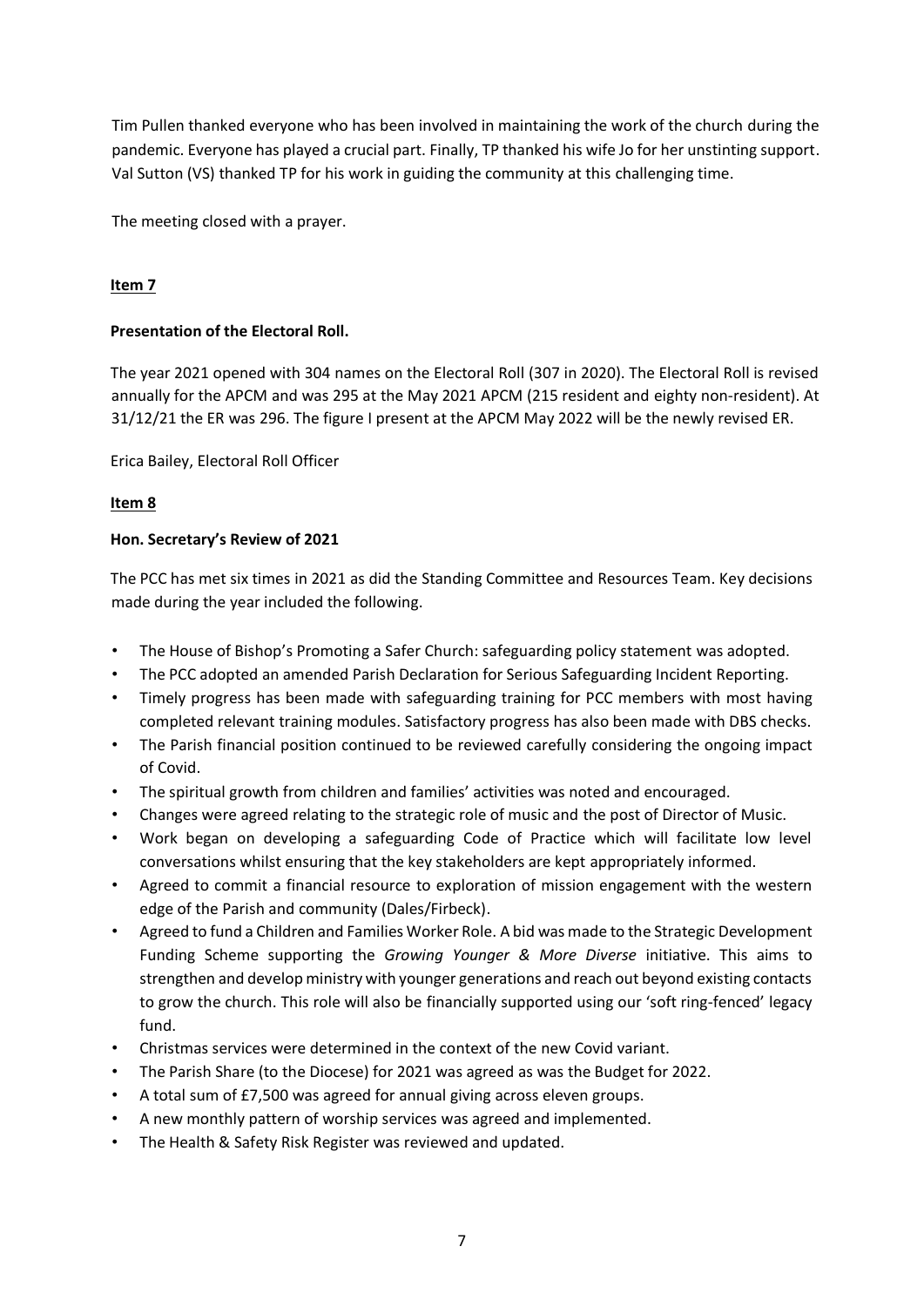Tim Pullen thanked everyone who has been involved in maintaining the work of the church during the pandemic. Everyone has played a crucial part. Finally, TP thanked his wife Jo for her unstinting support. Val Sutton (VS) thanked TP for his work in guiding the community at this challenging time.

The meeting closed with a prayer.

**Item 7**

**Presentation of the Electoral Roll.**

The year 2021 opened with 304 names on the Electoral Roll (307 in 2020). The Electoral Roll is revised annually for the APCM and was 295 at the May 2021 APCM (215 resident and eighty non-resident). At 31/12/21 the ER was 296. The figure I present at the APCM May 2022 will be the newly revised ER.

Erica Bailey, Electoral Roll Officer

**Item 8**

**Hon. Secretary's Review of 2021**

The PCC has met six times in 2021 as did the Standing Committee and Resources Team. Key decisions made during the year included the following.

- The House of Bishop's Promoting a Safer Church: safeguarding policy statement was adopted.
- The PCC adopted an amended Parish Declaration for Serious Safeguarding Incident Reporting.
- Timely progress has been made with safeguarding training for PCC members with most having completed relevant training modules. Satisfactory progress has also been made with DBS checks.
- The Parish financial position continued to be reviewed carefully considering the ongoing impact of Covid.
- The spiritual growth from children and families' activities was noted and encouraged.
- Changes were agreed relating to the strategic role of music and the post of Director of Music.
- Work began on developing a safeguarding Code of Practice which will facilitate low level conversations whilst ensuring that the key stakeholders are kept appropriately informed.
- Agreed to commit a financial resource to exploration of mission engagement with the western edge of the Parish and community (Dales/Firbeck).
- Agreed to fund a Children and Families Worker Role. A bid was made to the Strategic Development Funding Scheme supporting the *Growing Younger & More Diverse* initiative. This aims to strengthen and develop ministry with younger generations and reach out beyond existing contacts to grow the church. This role will also be financially supported using our 'soft ring-fenced' legacy fund.
- Christmas services were determined in the context of the new Covid variant.
- The Parish Share (to the Diocese) for 2021 was agreed as was the Budget for 2022.
- A total sum of £7,500 was agreed for annual giving across eleven groups.
- A new monthly pattern of worship services was agreed and implemented.
- The Health & Safety Risk Register was reviewed and updated.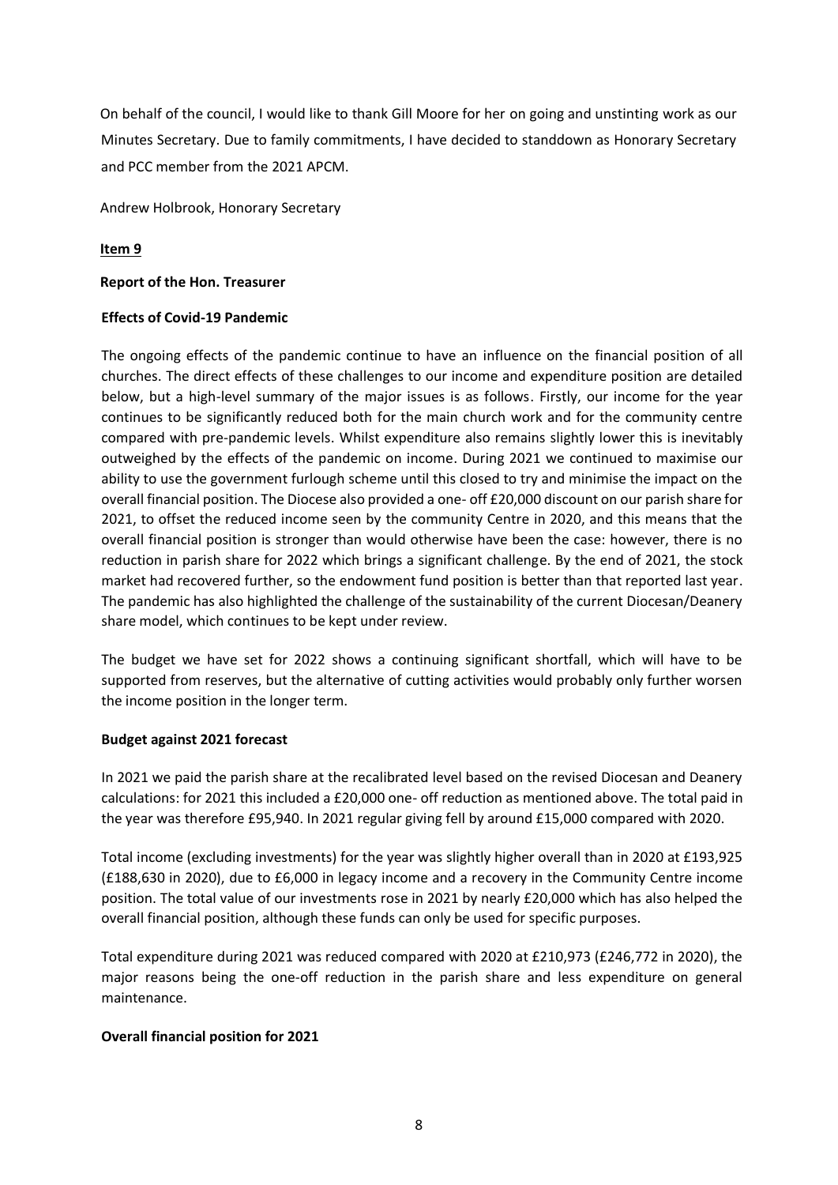On behalf of the council, I would like to thank Gill Moore for her on going and unstinting work as our Minutes Secretary. Due to family commitments, I have decided to standdown as Honorary Secretary and PCC member from the 2021 APCM.

Andrew Holbrook, Honorary Secretary

**Item 9**

**Report of the Hon. Treasurer**

**Effects of Covid-19 Pandemic**

The ongoing effects of the pandemic continue to have an influence on the financial position of all churches. The direct effects of these challenges to our income and expenditure position are detailed below, but a high-level summary of the major issues is as follows. Firstly, our income for the year continues to be significantly reduced both for the main church work and for the community centre compared with pre-pandemic levels. Whilst expenditure also remains slightly lower this is inevitably outweighed by the effects of the pandemic on income. During 2021 we continued to maximise our ability to use the government furlough scheme until this closed to try and minimise the impact on the overall financial position. The Diocese also provided a one- off £20,000 discount on our parish share for 2021, to offset the reduced income seen by the community Centre in 2020, and this means that the overall financial position is stronger than would otherwise have been the case: however, there is no reduction in parish share for 2022 which brings a significant challenge. By the end of 2021, the stock market had recovered further, so the endowment fund position is better than that reported last year. The pandemic has also highlighted the challenge of the sustainability of the current Diocesan/Deanery share model, which continues to be kept under review.

The budget we have set for 2022 shows a continuing significant shortfall, which will have to be supported from reserves, but the alternative of cutting activities would probably only further worsen the income position in the longer term.

**Budget against 2021 forecast**

In 2021 we paid the parish share at the recalibrated level based on the revised Diocesan and Deanery calculations: for 2021 this included a £20,000 one- off reduction as mentioned above. The total paid in the year was therefore £95,940. In 2021 regular giving fell by around £15,000 compared with 2020.

Total income (excluding investments) for the year was slightly higher overall than in 2020 at £193,925 (£188,630 in 2020), due to £6,000 in legacy income and a recovery in the Community Centre income position. The total value of our investments rose in 2021 by nearly £20,000 which has also helped the overall financial position, although these funds can only be used for specific purposes.

Total expenditure during 2021 was reduced compared with 2020 at £210,973 (£246,772 in 2020), the major reasons being the one-off reduction in the parish share and less expenditure on general maintenance.

**Overall financial position for 2021**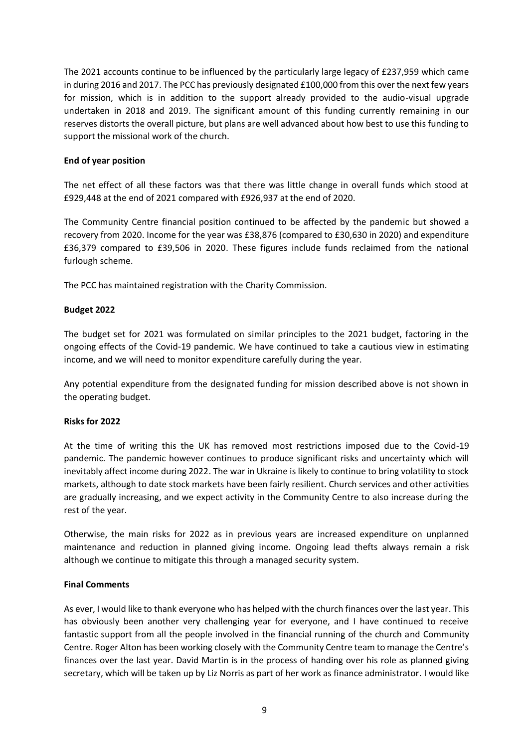The 2021 accounts continue to be influenced by the particularly large legacy of £237,959 which came in during 2016 and 2017. The PCC has previously designated £100,000 from this over the next few years for mission, which is in addition to the support already provided to the audio-visual upgrade undertaken in 2018 and 2019. The significant amount of this funding currently remaining in our reserves distorts the overall picture, but plans are well advanced about how best to use this funding to support the missional work of the church.

**End of year position**

The net effect of all these factors was that there was little change in overall funds which stood at £929,448 at the end of 2021 compared with £926,937 at the end of 2020.

The Community Centre financial position continued to be affected by the pandemic but showed a recovery from 2020. Income for the year was £38,876 (compared to £30,630 in 2020) and expenditure £36,379 compared to £39,506 in 2020. These figures include funds reclaimed from the national furlough scheme.

The PCC has maintained registration with the Charity Commission.

**Budget 2022**

The budget set for 2021 was formulated on similar principles to the 2021 budget, factoring in the ongoing effects of the Covid-19 pandemic. We have continued to take a cautious view in estimating income, and we will need to monitor expenditure carefully during the year.

Any potential expenditure from the designated funding for mission described above is not shown in the operating budget.

**Risks for 2022**

At the time of writing this the UK has removed most restrictions imposed due to the Covid-19 pandemic. The pandemic however continues to produce significant risks and uncertainty which will inevitably affect income during 2022. The war in Ukraine is likely to continue to bring volatility to stock markets, although to date stock markets have been fairly resilient. Church services and other activities are gradually increasing, and we expect activity in the Community Centre to also increase during the rest of the year.

Otherwise, the main risks for 2022 as in previous years are increased expenditure on unplanned maintenance and reduction in planned giving income. Ongoing lead thefts always remain a risk although we continue to mitigate this through a managed security system.

**Final Comments**

As ever, I would like to thank everyone who has helped with the church finances over the last year. This has obviously been another very challenging year for everyone, and I have continued to receive fantastic support from all the people involved in the financial running of the church and Community Centre. Roger Alton has been working closely with the Community Centre team to manage the Centre's finances over the last year. David Martin is in the process of handing over his role as planned giving secretary, which will be taken up by Liz Norris as part of her work as finance administrator. I would like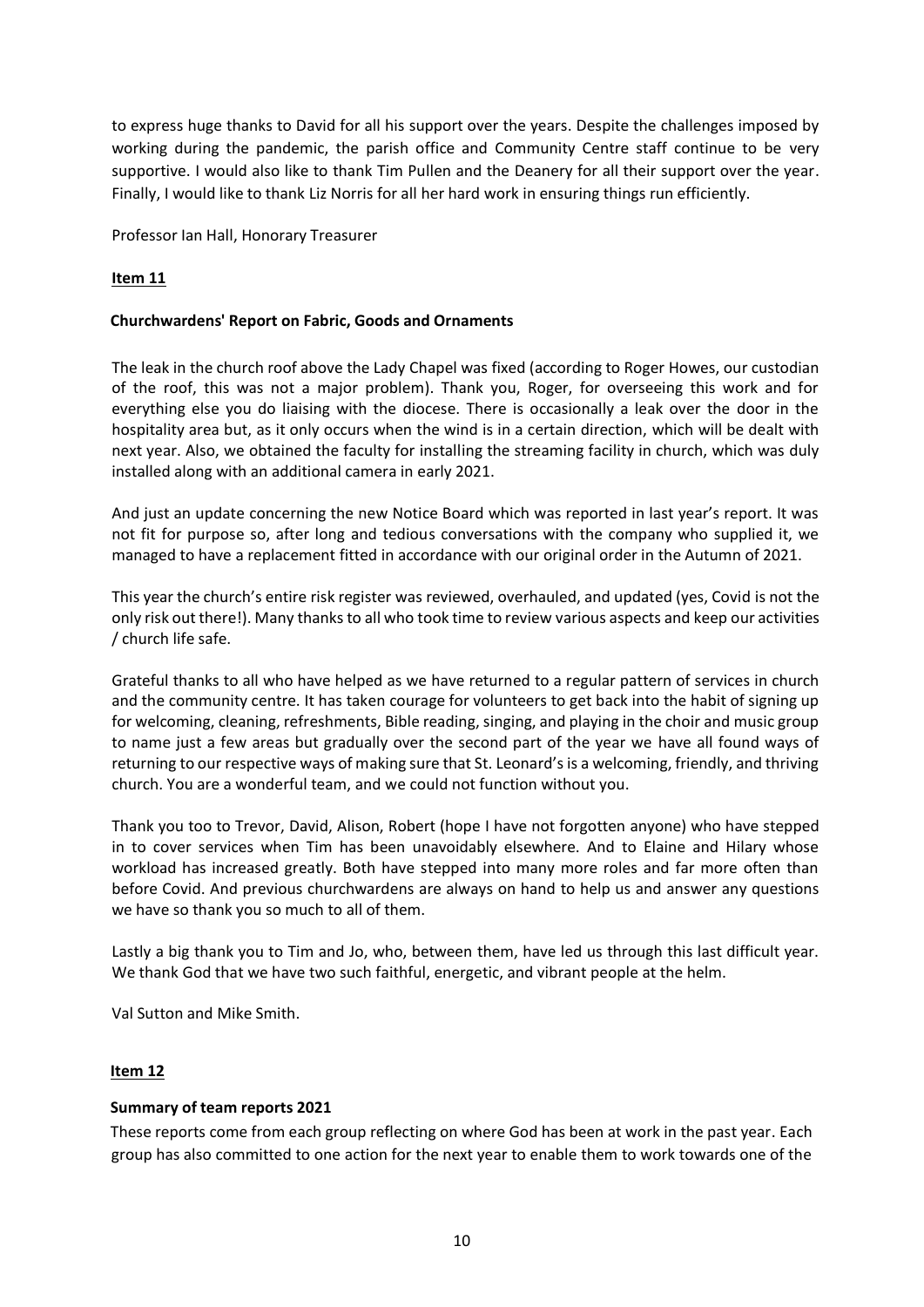to express huge thanks to David for all his support over the years. Despite the challenges imposed by working during the pandemic, the parish office and Community Centre staff continue to be very supportive. I would also like to thank Tim Pullen and the Deanery for all their support over the year. Finally, I would like to thank Liz Norris for all her hard work in ensuring things run efficiently.

Professor Ian Hall, Honorary Treasurer

**Item 11**

**Churchwardens' Report on Fabric, Goods and Ornaments**

The leak in the church roof above the Lady Chapel was fixed (according to Roger Howes, our custodian of the roof, this was not a major problem). Thank you, Roger, for overseeing this work and for everything else you do liaising with the diocese. There is occasionally a leak over the door in the hospitality area but, as it only occurs when the wind is in a certain direction, which will be dealt with next year. Also, we obtained the faculty for installing the streaming facility in church, which was duly installed along with an additional camera in early 2021.

And just an update concerning the new Notice Board which was reported in last year's report. It was not fit for purpose so, after long and tedious conversations with the company who supplied it, we managed to have a replacement fitted in accordance with our original order in the Autumn of 2021.

This year the church's entire risk register was reviewed, overhauled, and updated (yes, Covid is not the only risk out there!). Many thanks to all who took time to review various aspects and keep our activities / church life safe.

Grateful thanks to all who have helped as we have returned to a regular pattern of services in church and the community centre. It has taken courage for volunteers to get back into the habit of signing up for welcoming, cleaning, refreshments, Bible reading, singing, and playing in the choir and music group to name just a few areas but gradually over the second part of the year we have all found ways of returning to our respective ways of making sure that St. Leonard's is a welcoming, friendly, and thriving church. You are a wonderful team, and we could not function without you.

Thank you too to Trevor, David, Alison, Robert (hope I have not forgotten anyone) who have stepped in to cover services when Tim has been unavoidably elsewhere. And to Elaine and Hilary whose workload has increased greatly. Both have stepped into many more roles and far more often than before Covid. And previous churchwardens are always on hand to help us and answer any questions we have so thank you so much to all of them.

Lastly a big thank you to Tim and Jo, who, between them, have led us through this last difficult year. We thank God that we have two such faithful, energetic, and vibrant people at the helm.

Val Sutton and Mike Smith.

**Item 12**

**Summary of team reports 2021**

These reports come from each group reflecting on where God has been at work in the past year. Each group has also committed to one action for the next year to enable them to work towards one of the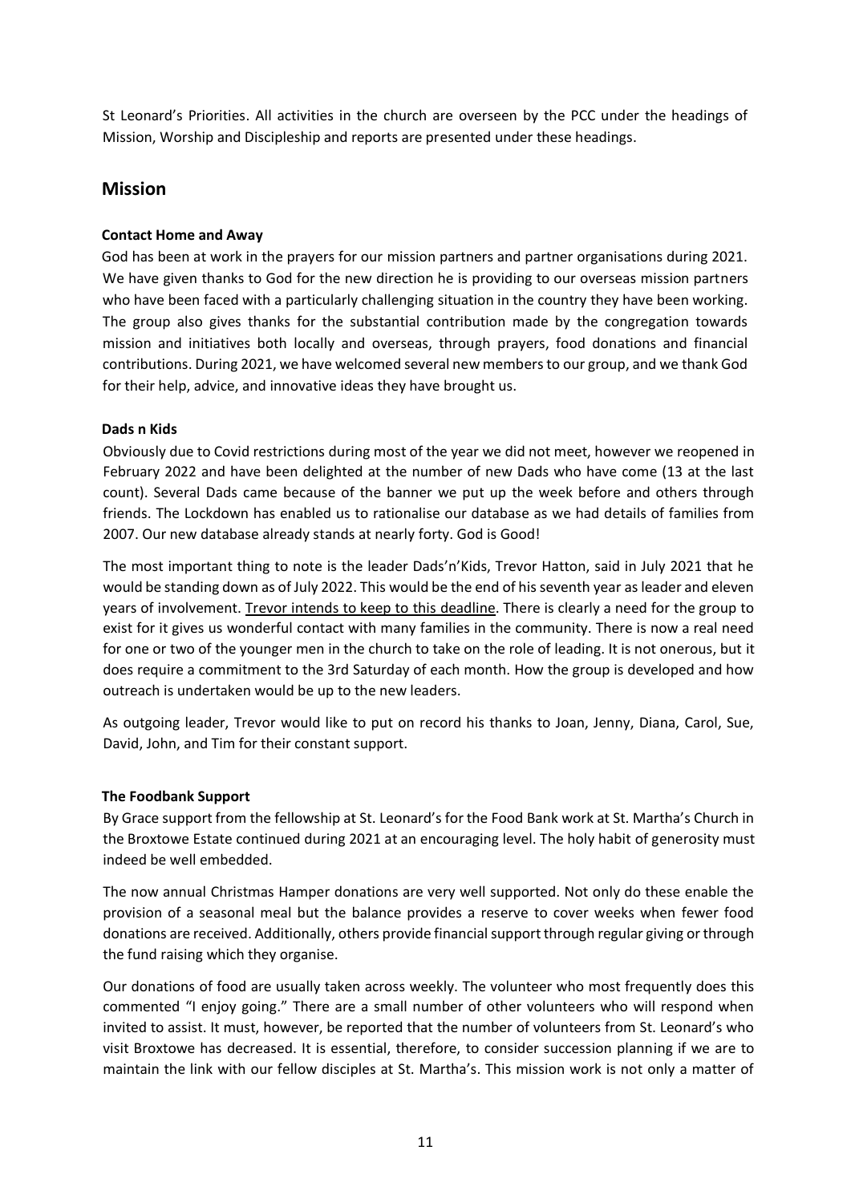St Leonard's Priorities. All activities in the church are overseen by the PCC under the headings of Mission, Worship and Discipleship and reports are presented under these headings.

## Mission

### Contact Home and Away

God has been at work in the prayers for our mission partners and partner organisations during 2021. We have given thanks to God for the new direction he is providing to our overseas mission partners who have been faced with a particularly challenging situation in the country they have been working. The group also gives thanks for the substantial contribution made by the congregation towards mission and initiatives both locally and overseas, through prayers, food donations and financial contributions. During 2021, we have welcomed several new members to our group, and we thank God for their help, advice, and innovative ideas they have brought us.

### Dads n Kids

Obviously due to Covid restrictions during most of the year we did not meet, however we reopened in February 2022 and have been delighted at the number of new Dads who have come (13 at the last count). Several Dads came because of the banner we put up the week before and others through friends. The Lockdown has enabled us to rationalise our database as we had details of families from 2007. Our new database already stands at nearly forty. God is Good!

The most important thing to note is the leader Dads'n'Kids, Trevor Hatton, said in July 2021 that he would be standing down as of July 2022. This would be the end of his seventh year as leader and eleven years of involvement. <u>Trevor intends to keep to this deadline</u>. There is clearly a need for the group to exist for it gives us wonderful contact with many families in the community. There is now a real need for one or two of the younger men in the church to take on the role of leading. It is not onerous, but it does require a commitment to the 3rd Saturday of each month. How the group is developed and how outreach is undertaken would be up to the new leaders.

As outgoing leader, Trevor would like to put on record his thanks to Joan, Jenny, Diana, Carol, Sue, David, John, and Tim for their constant support.

### The Foodbank Support

By Grace support from the fellowship at St. Leonard's for the Food Bank work at St. Martha's Church in the Broxtowe Estate continued during 2021 at an encouraging level. The holy habit of generosity must indeed be well embedded.

The now annual Christmas Hamper donations are very well supported. Not only do these enable the provision of a seasonal meal but the balance provides a reserve to cover weeks when fewer food donations are received. Additionally, others provide financial support through regular giving or through the fund raising which they organise.

Our donations of food are usually taken across weekly. The volunteer who most frequently does this commented "I enjoy going." There are a small number of other volunteers who will respond when invited to assist. It must, however, be reported that the number of volunteers from St. Leonard's who visit Broxtowe has decreased. It is essential, therefore, to consider succession planning if we are to maintain the link with our fellow disciples at St. Martha's. This mission work is not only a matter of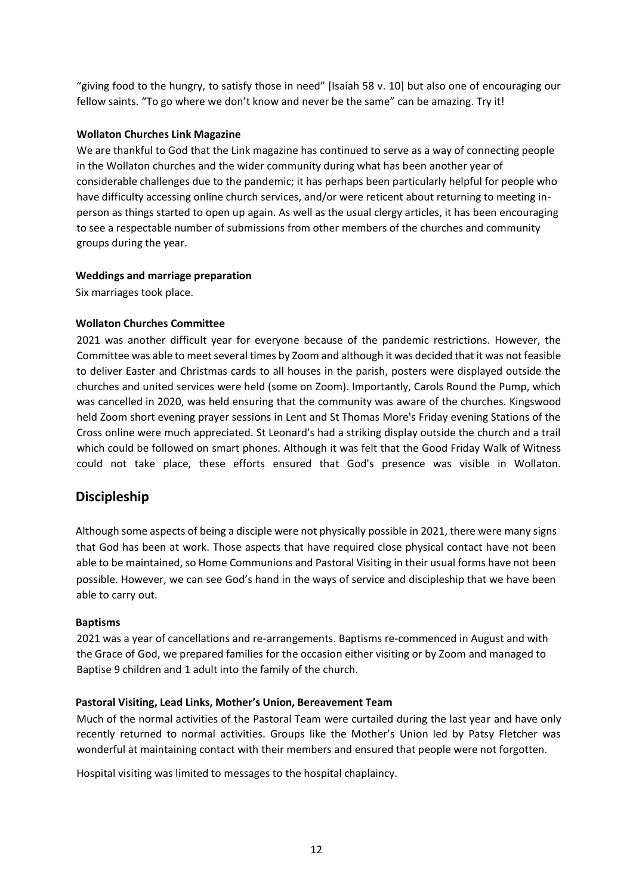"giving food to the hungry, to satisfy those in need" [Isaiah 58 v. 10] but also one of encouraging our fellow saints. "To go where we don't know and never be the same" can be amazing. Try it!

**Wollaton Churches Link Magazine**

We are thankful to God that the Link magazine has continued to serve as a way of connecting people in the Wollaton churches and the wider community during what has been another year of considerable challenges due to the pandemic; it has perhaps been particularly helpful for people who have difficulty accessing online church services, and/or were reticent about returning to meeting in-person as things started to open up again. As well as the usual clergy articles, it has been encouraging to see a respectable number of submissions from other members of the churches and community groups during the year.

**Weddings and marriage preparation**

Six marriages took place.

**Wollaton Churches Committee**

2021 was another difficult year for everyone because of the pandemic restrictions. However, the Committee was able to meet several times by Zoom and although it was decided that it was not feasible to deliver Easter and Christmas cards to all houses in the parish, posters were displayed outside the churches and united services were held (some on Zoom). Importantly, Carols Round the Pump, which was cancelled in 2020, was held ensuring that the community was aware of the churches. Kingswood held Zoom short evening prayer sessions in Lent and St Thomas More's Friday evening Stations of the Cross online were much appreciated. St Leonard's had a striking display outside the church and a trail which could be followed on smart phones. Although it was felt that the Good Friday Walk of Witness could not take place, these efforts ensured that God's presence was visible in Wollaton.

## Discipleship

Although some aspects of being a disciple were not physically possible in 2021, there were many signs that God has been at work. Those aspects that have required close physical contact have not been able to be maintained, so Home Communions and Pastoral Visiting in their usual forms have not been possible. However, we can see God's hand in the ways of service and discipleship that we have been able to carry out.

**Baptisms**

2021 was a year of cancellations and re-arrangements. Baptisms re-commenced in August and with the Grace of God, we prepared families for the occasion either visiting or by Zoom and managed to Baptise 9 children and 1 adult into the family of the church.

**Pastoral Visiting, Lead Links, Mother's Union, Bereavement Team**

Much of the normal activities of the Pastoral Team were curtailed during the last year and have only recently returned to normal activities. Groups like the Mother's Union led by Patsy Fletcher was wonderful at maintaining contact with their members and ensured that people were not forgotten.

Hospital visiting was limited to messages to the hospital chaplaincy.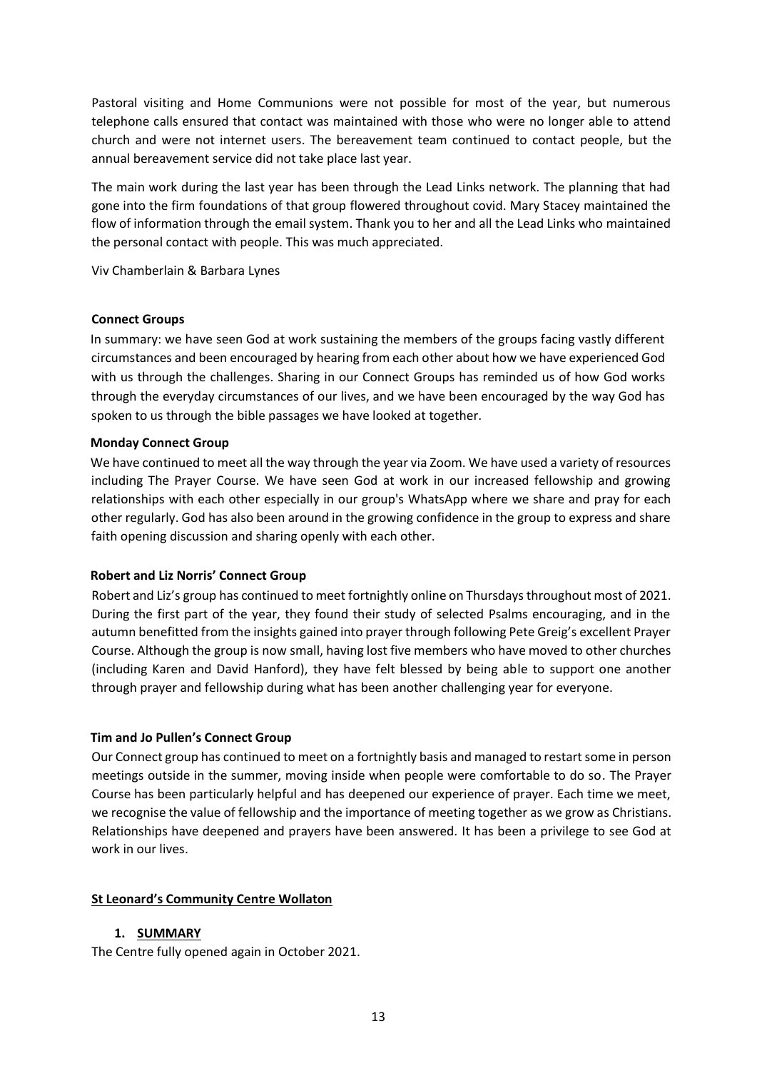Pastoral visiting and Home Communions were not possible for most of the year, but numerous telephone calls ensured that contact was maintained with those who were no longer able to attend church and were not internet users. The bereavement team continued to contact people, but the annual bereavement service did not take place last year.

The main work during the last year has been through the Lead Links network. The planning that had gone into the firm foundations of that group flowered throughout covid. Mary Stacey maintained the flow of information through the email system. Thank you to her and all the Lead Links who maintained the personal contact with people. This was much appreciated.

Viv Chamberlain & Barbara Lynes

**Connect Groups**

In summary: we have seen God at work sustaining the members of the groups facing vastly different circumstances and been encouraged by hearing from each other about how we have experienced God with us through the challenges. Sharing in our Connect Groups has reminded us of how God works through the everyday circumstances of our lives, and we have been encouraged by the way God has spoken to us through the bible passages we have looked at together.

**Monday Connect Group**

We have continued to meet all the way through the year via Zoom. We have used a variety of resources including The Prayer Course. We have seen God at work in our increased fellowship and growing relationships with each other especially in our group's WhatsApp where we share and pray for each other regularly. God has also been around in the growing confidence in the group to express and share faith opening discussion and sharing openly with each other.

**Robert and Liz Norris' Connect Group**

Robert and Liz's group has continued to meet fortnightly online on Thursdays throughout most of 2021. During the first part of the year, they found their study of selected Psalms encouraging, and in the autumn benefitted from the insights gained into prayer through following Pete Greig's excellent Prayer Course. Although the group is now small, having lost five members who have moved to other churches (including Karen and David Hanford), they have felt blessed by being able to support one another through prayer and fellowship during what has been another challenging year for everyone.

**Tim and Jo Pullen's Connect Group**

Our Connect group has continued to meet on a fortnightly basis and managed to restart some in person meetings outside in the summer, moving inside when people were comfortable to do so. The Prayer Course has been particularly helpful and has deepened our experience of prayer. Each time we meet, we recognise the value of fellowship and the importance of meeting together as we grow as Christians. Relationships have deepened and prayers have been answered. It has been a privilege to see God at work in our lives.

**St Leonard's Community Centre Wollaton**

1. **SUMMARY**

The Centre fully opened again in October 2021.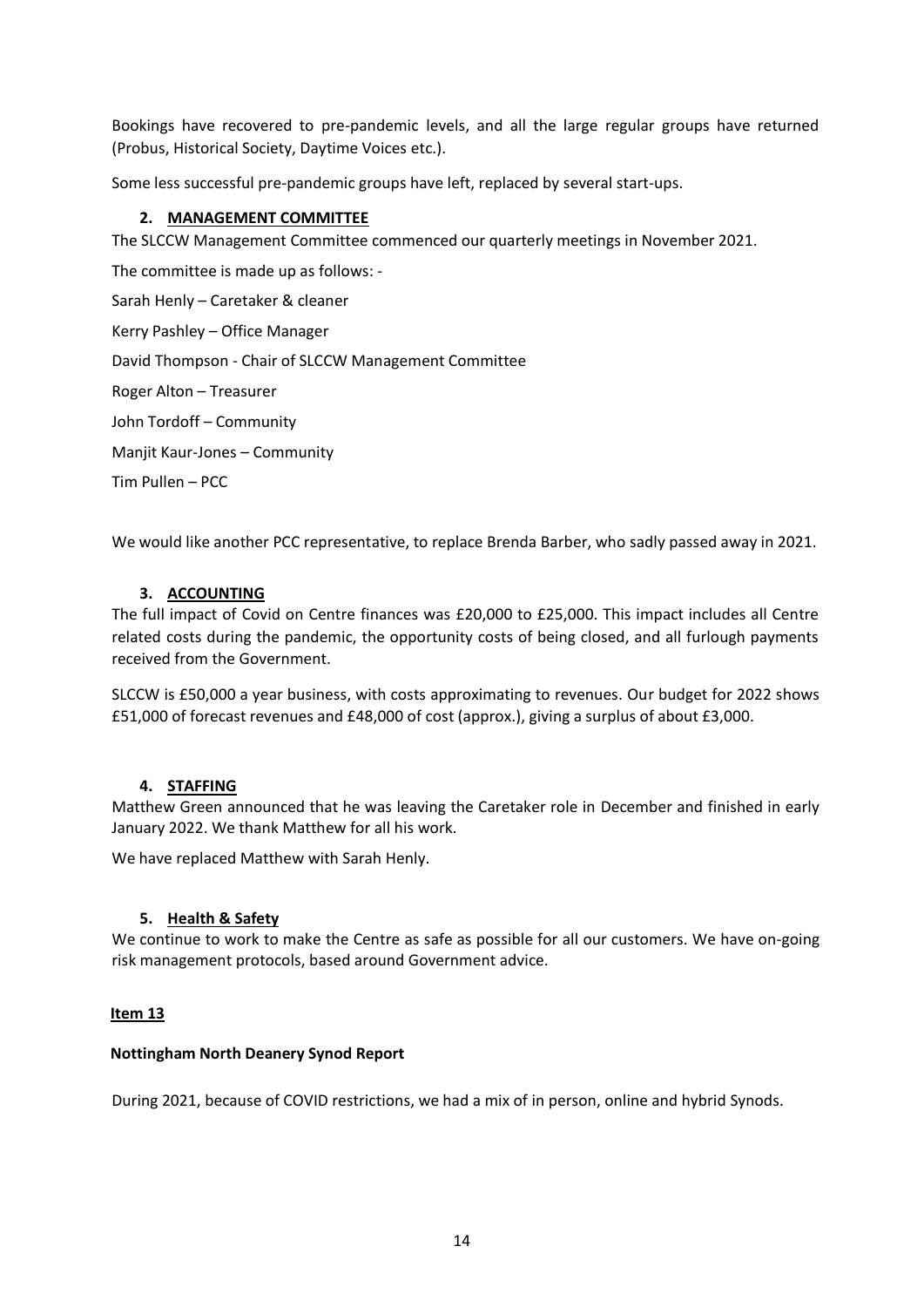Bookings have recovered to pre-pandemic levels, and all the large regular groups have returned (Probus, Historical Society, Daytime Voices etc.).

Some less successful pre-pandemic groups have left, replaced by several start-ups.

## 2. MANAGEMENT COMMITTEE

The SLCCW Management Committee commenced our quarterly meetings in November 2021.

The committee is made up as follows: -

Sarah Henly – Caretaker & cleaner

Kerry Pashley – Office Manager

David Thompson - Chair of SLCCW Management Committee

Roger Alton – Treasurer

John Tordoff – Community

Manjit Kaur-Jones – Community

Tim Pullen – PCC

We would like another PCC representative, to replace Brenda Barber, who sadly passed away in 2021.

## 3. ACCOUNTING

The full impact of Covid on Centre finances was £20,000 to £25,000. This impact includes all Centre related costs during the pandemic, the opportunity costs of being closed, and all furlough payments received from the Government.

SLCCW is £50,000 a year business, with costs approximating to revenues. Our budget for 2022 shows £51,000 of forecast revenues and £48,000 of cost (approx.), giving a surplus of about £3,000.

## 4. STAFFING

Matthew Green announced that he was leaving the Caretaker role in December and finished in early January 2022. We thank Matthew for all his work.

We have replaced Matthew with Sarah Henly.

## 5. Health & Safety

We continue to work to make the Centre as safe as possible for all our customers. We have on-going risk management protocols, based around Government advice.

## Item 13

**Nottingham North Deanery Synod Report**

During 2021, because of COVID restrictions, we had a mix of in person, online and hybrid Synods.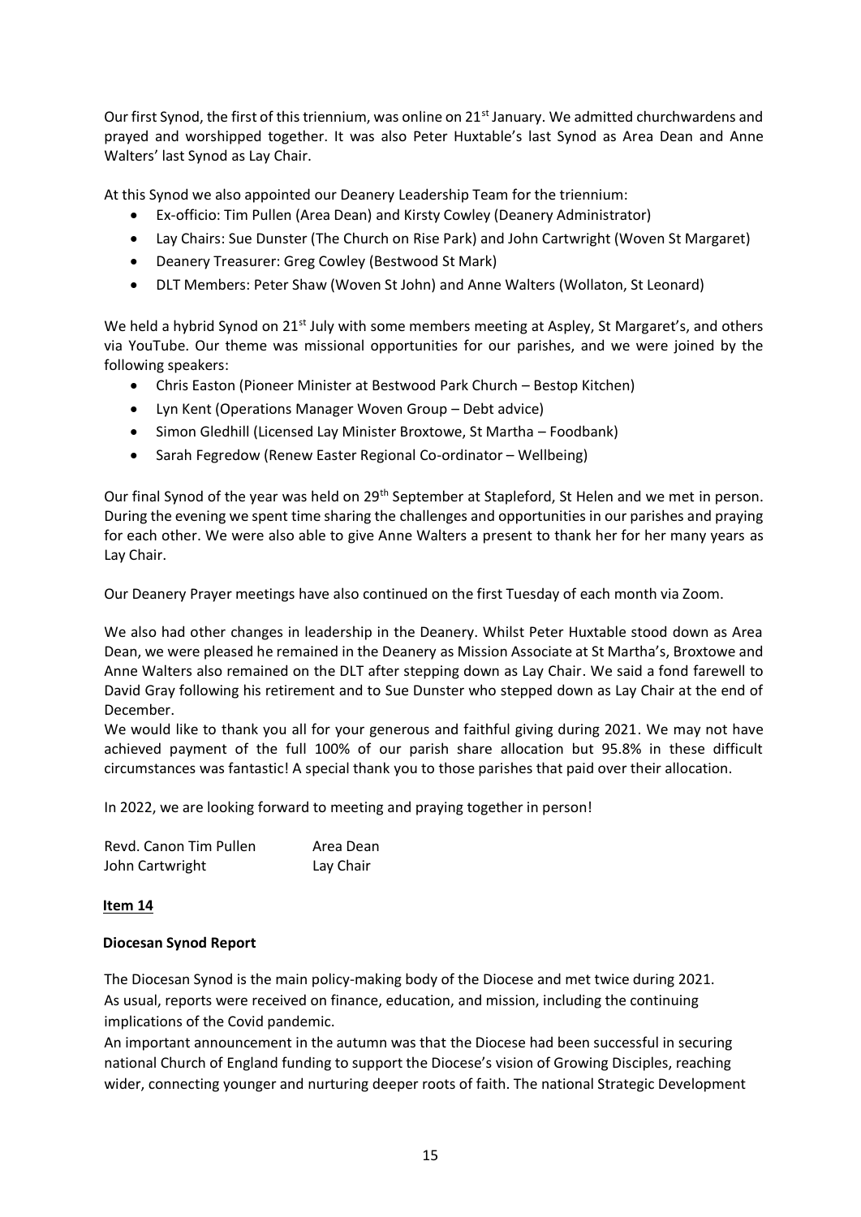Our first Synod, the first of this triennium, was online on 21st January. We admitted churchwardens and prayed and worshipped together. It was also Peter Huxtable's last Synod as Area Dean and Anne Walters' last Synod as Lay Chair.

At this Synod we also appointed our Deanery Leadership Team for the triennium:

- Ex-officio: Tim Pullen (Area Dean) and Kirsty Cowley (Deanery Administrator)
- Lay Chairs: Sue Dunster (The Church on Rise Park) and John Cartwright (Woven St Margaret)
- Deanery Treasurer: Greg Cowley (Bestwood St Mark)
- DLT Members: Peter Shaw (Woven St John) and Anne Walters (Wollaton, St Leonard)

We held a hybrid Synod on 21st July with some members meeting at Aspley, St Margaret's, and others via YouTube. Our theme was missional opportunities for our parishes, and we were joined by the following speakers:

- Chris Easton (Pioneer Minister at Bestwood Park Church – Bestop Kitchen)
- Lyn Kent (Operations Manager Woven Group – Debt advice)
- Simon Gledhill (Licensed Lay Minister Broxtowe, St Martha – Foodbank)
- Sarah Fegredow (Renew Easter Regional Co-ordinator – Wellbeing)

Our final Synod of the year was held on 29th September at Stapleford, St Helen and we met in person. During the evening we spent time sharing the challenges and opportunities in our parishes and praying for each other. We were also able to give Anne Walters a present to thank her for her many years as Lay Chair.

Our Deanery Prayer meetings have also continued on the first Tuesday of each month via Zoom.

We also had other changes in leadership in the Deanery. Whilst Peter Huxtable stood down as Area Dean, we were pleased he remained in the Deanery as Mission Associate at St Martha's, Broxtowe and Anne Walters also remained on the DLT after stepping down as Lay Chair. We said a fond farewell to David Gray following his retirement and to Sue Dunster who stepped down as Lay Chair at the end of December.

We would like to thank you all for your generous and faithful giving during 2021. We may not have achieved payment of the full 100% of our parish share allocation but 95.8% in these difficult circumstances was fantastic! A special thank you to those parishes that paid over their allocation.

In 2022, we are looking forward to meeting and praying together in person!

| | |
|---|---|
| Revd. Canon Tim Pullen | Area Dean |
| John Cartwright | Lay Chair |

**Item 14**

**Diocesan Synod Report**

The Diocesan Synod is the main policy-making body of the Diocese and met twice during 2021. As usual, reports were received on finance, education, and mission, including the continuing implications of the Covid pandemic.

An important announcement in the autumn was that the Diocese had been successful in securing national Church of England funding to support the Diocese's vision of Growing Disciples, reaching wider, connecting younger and nurturing deeper roots of faith. The national Strategic Development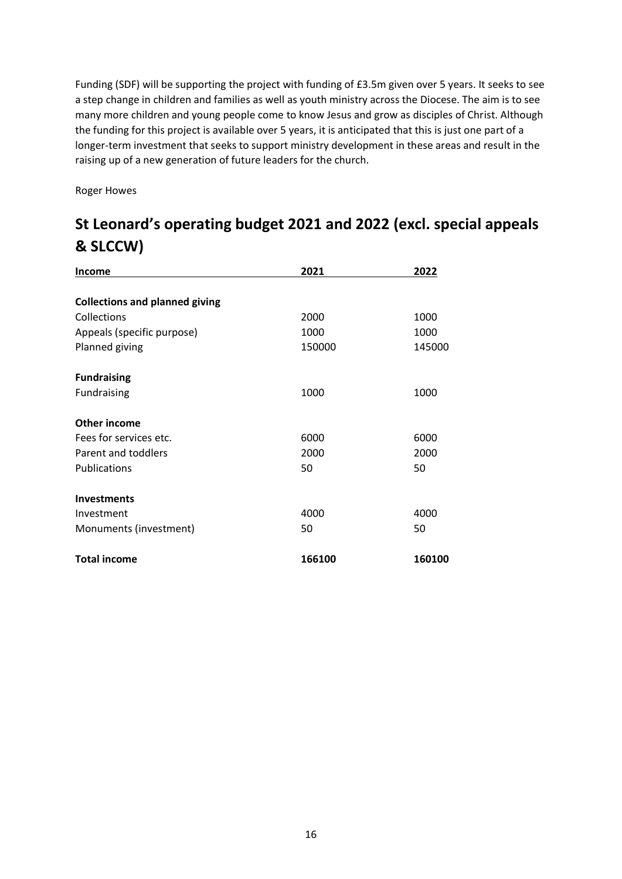Funding (SDF) will be supporting the project with funding of £3.5m given over 5 years. It seeks to see a step change in children and families as well as youth ministry across the Diocese. The aim is to see many more children and young people come to know Jesus and grow as disciples of Christ. Although the funding for this project is available over 5 years, it is anticipated that this is just one part of a longer-term investment that seeks to support ministry development in these areas and result in the raising up of a new generation of future leaders for the church.

Roger Howes

# St Leonard's operating budget 2021 and 2022 (excl. special appeals & SLCCW)

| **Income** | **2021** | **2022** |
|---|---|---|
| **Collections and planned giving** | | |
| Collections | 2000 | 1000 |
| Appeals (specific purpose) | 1000 | 1000 |
| Planned giving | 150000 | 145000 |
| **Fundraising** | | |
| Fundraising | 1000 | 1000 |
| **Other income** | | |
| Fees for services etc. | 6000 | 6000 |
| Parent and toddlers | 2000 | 2000 |
| Publications | 50 | 50 |
| **Investments** | | |
| Investment | 4000 | 4000 |
| Monuments (investment) | 50 | 50 |
| **Total income** | **166100** | **160100** |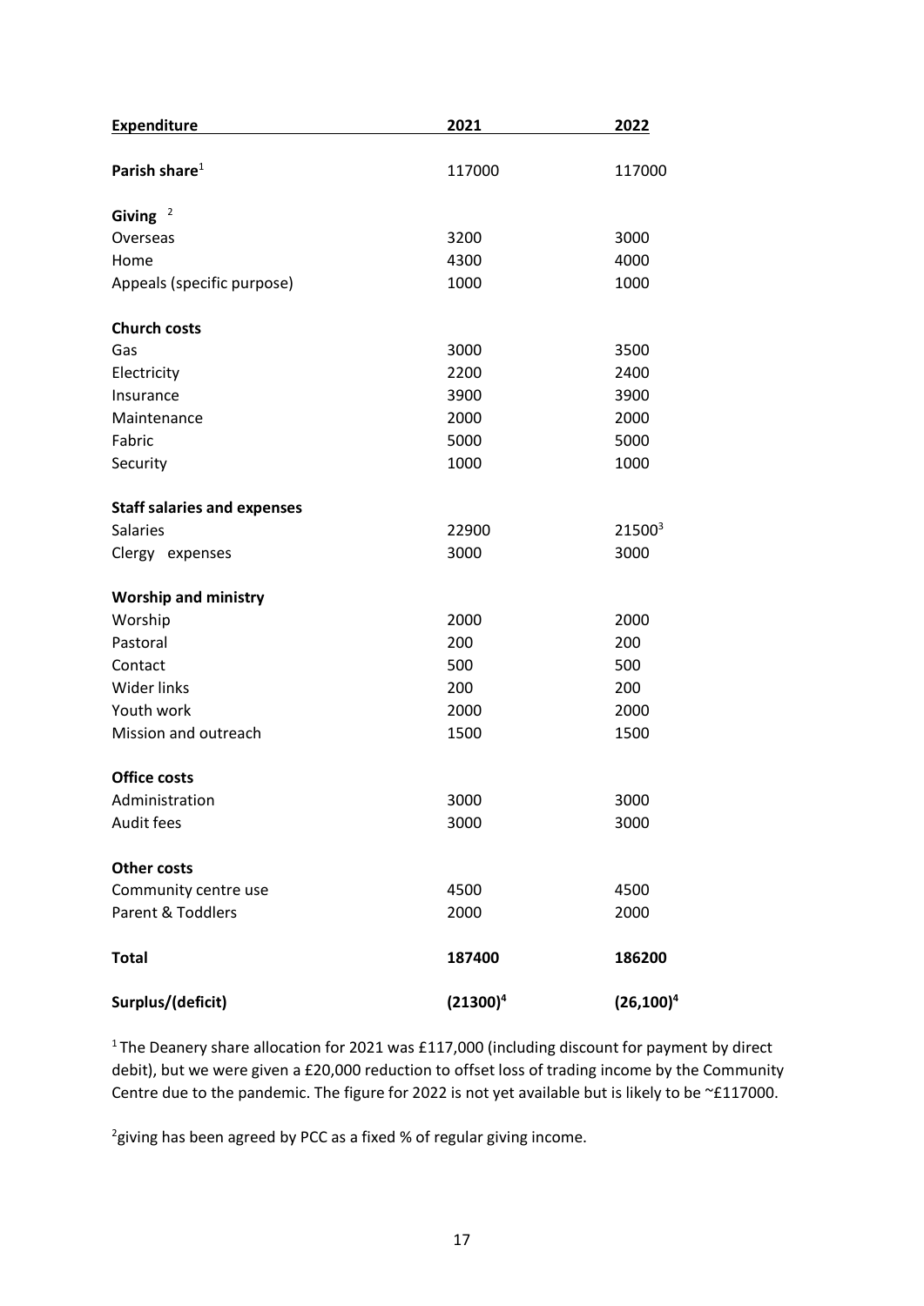| **Expenditure** | **2021** | **2022** |
|---|---|---|
| **Parish share**[1] | 117000 | 117000 |
| **Giving** [2] | | |
| Overseas | 3200 | 3000 |
| Home | 4300 | 4000 |
| Appeals (specific purpose) | 1000 | 1000 |
| **Church costs** | | |
| Gas | 3000 | 3500 |
| Electricity | 2200 | 2400 |
| Insurance | 3900 | 3900 |
| Maintenance | 2000 | 2000 |
| Fabric | 5000 | 5000 |
| Security | 1000 | 1000 |
| **Staff salaries and expenses** | | |
| Salaries | 22900 | 21500[3] |
| Clergy expenses | 3000 | 3000 |
| **Worship and ministry** | | |
| Worship | 2000 | 2000 |
| Pastoral | 200 | 200 |
| Contact | 500 | 500 |
| Wider links | 200 | 200 |
| Youth work | 2000 | 2000 |
| Mission and outreach | 1500 | 1500 |
| **Office costs** | | |
| Administration | 3000 | 3000 |
| Audit fees | 3000 | 3000 |
| **Other costs** | | |
| Community centre use | 4500 | 4500 |
| Parent & Toddlers | 2000 | 2000 |
| **Total** | **187400** | **186200** |
| **Surplus/(deficit)** | **(21300)[4]** | **(26,100)[4]** |

[1] The Deanery share allocation for 2021 was £117,000 (including discount for payment by direct debit), but we were given a £20,000 reduction to offset loss of trading income by the Community Centre due to the pandemic. The figure for 2022 is not yet available but is likely to be ~£117000.

[2] giving has been agreed by PCC as a fixed % of regular giving income.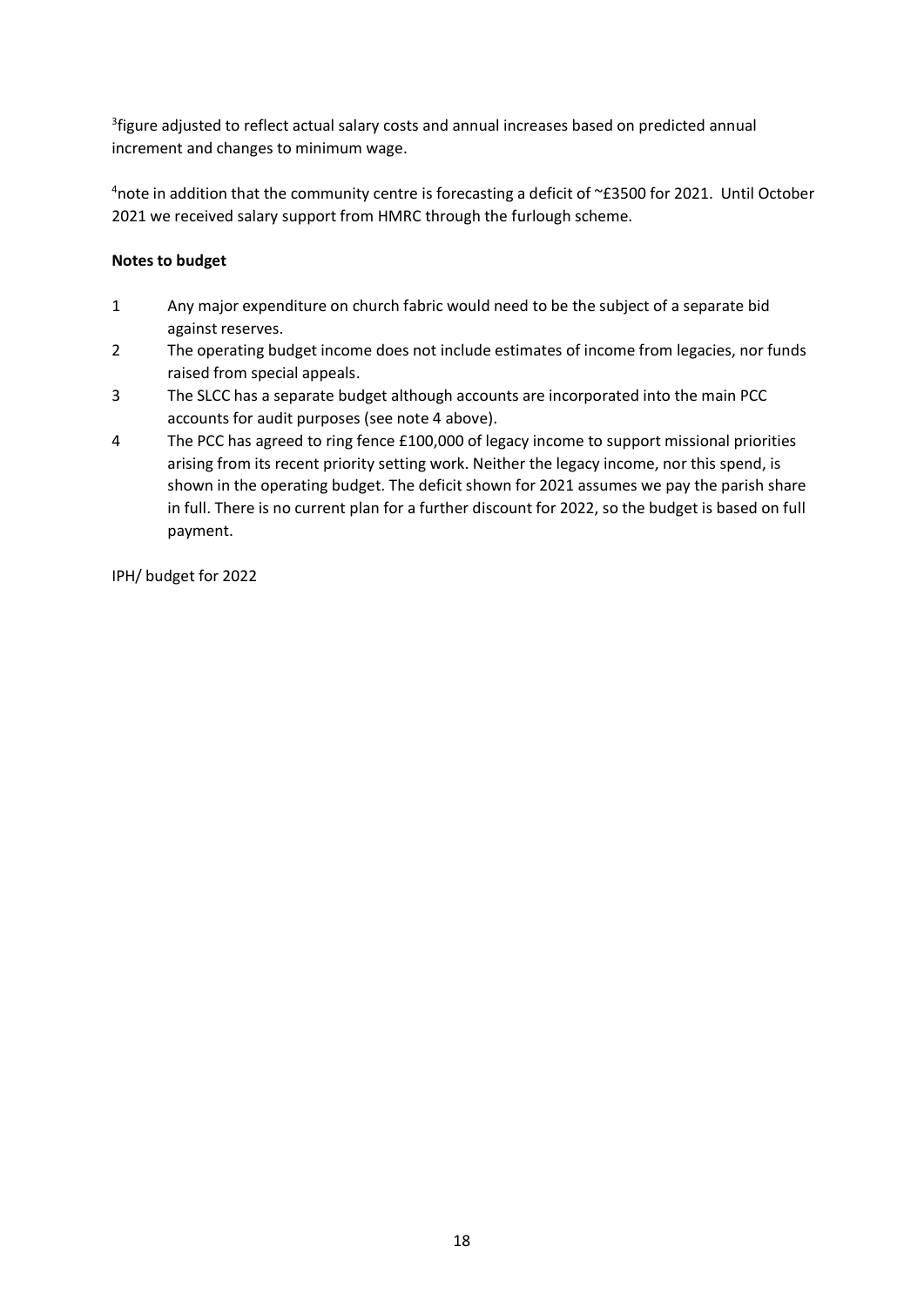[3]figure adjusted to reflect actual salary costs and annual increases based on predicted annual increment and changes to minimum wage.

[4]note in addition that the community centre is forecasting a deficit of ~£3500 for 2021. Until October 2021 we received salary support from HMRC through the furlough scheme.

**Notes to budget**

1. Any major expenditure on church fabric would need to be the subject of a separate bid against reserves.
2. The operating budget income does not include estimates of income from legacies, nor funds raised from special appeals.
3. The SLCC has a separate budget although accounts are incorporated into the main PCC accounts for audit purposes (see note 4 above).
4. The PCC has agreed to ring fence £100,000 of legacy income to support missional priorities arising from its recent priority setting work. Neither the legacy income, nor this spend, is shown in the operating budget. The deficit shown for 2021 assumes we pay the parish share in full. There is no current plan for a further discount for 2022, so the budget is based on full payment.

IPH/ budget for 2022